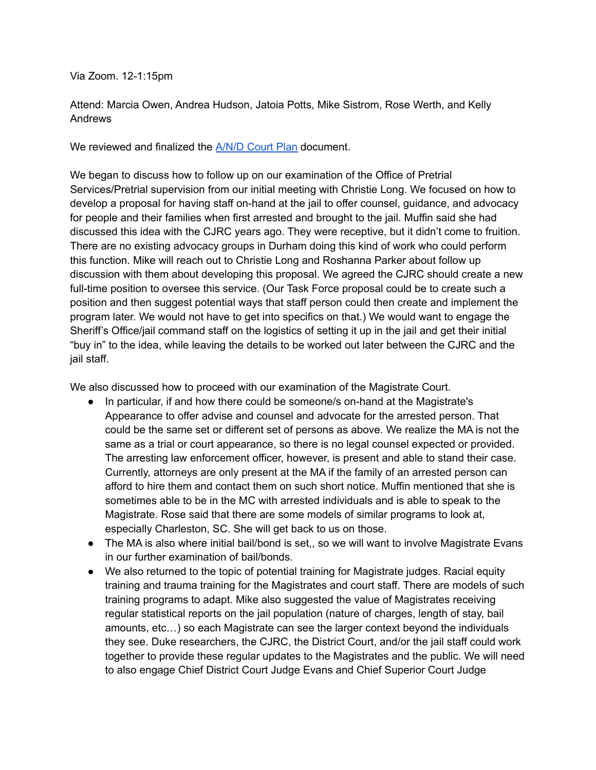Via Zoom. 12-1:15pm

Attend: Marcia Owen, Andrea Hudson, Jatoia Potts, Mike Sistrom, Rose Werth, and Kelly Andrews

We reviewed and finalized the [A/N/D Court Plan] document.

We began to discuss how to follow up on our examination of the Office of Pretrial Services/Pretrial supervision from our initial meeting with Christie Long. We focused on how to develop a proposal for having staff on-hand at the jail to offer counsel, guidance, and advocacy for people and their families when first arrested and brought to the jail. Muffin said she had discussed this idea with the CJRC years ago. They were receptive, but it didn't come to fruition. There are no existing advocacy groups in Durham doing this kind of work who could perform this function. Mike will reach out to Christie Long and Roshanna Parker about follow up discussion with them about developing this proposal. We agreed the CJRC should create a new full-time position to oversee this service. (Our Task Force proposal could be to create such a position and then suggest potential ways that staff person could then create and implement the program later. We would not have to get into specifics on that.) We would want to engage the Sheriff's Office/jail command staff on the logistics of setting it up in the jail and get their initial "buy in" to the idea, while leaving the details to be worked out later between the CJRC and the jail staff.

We also discussed how to proceed with our examination of the Magistrate Court.

- In particular, if and how there could be someone/s on-hand at the Magistrate's Appearance to offer advise and counsel and advocate for the arrested person. That could be the same set or different set of persons as above. We realize the MA is not the same as a trial or court appearance, so there is no legal counsel expected or provided. The arresting law enforcement officer, however, is present and able to stand their case. Currently, attorneys are only present at the MA if the family of an arrested person can afford to hire them and contact them on such short notice. Muffin mentioned that she is sometimes able to be in the MC with arrested individuals and is able to speak to the Magistrate. Rose said that there are some models of similar programs to look at, especially Charleston, SC. She will get back to us on those.
- The MA is also where initial bail/bond is set,, so we will want to involve Magistrate Evans in our further examination of bail/bonds.
- We also returned to the topic of potential training for Magistrate judges. Racial equity training and trauma training for the Magistrates and court staff. There are models of such training programs to adapt. Mike also suggested the value of Magistrates receiving regular statistical reports on the jail population (nature of charges, length of stay, bail amounts, etc…) so each Magistrate can see the larger context beyond the individuals they see. Duke researchers, the CJRC, the District Court, and/or the jail staff could work together to provide these regular updates to the Magistrates and the public. We will need to also engage Chief District Court Judge Evans and Chief Superior Court Judge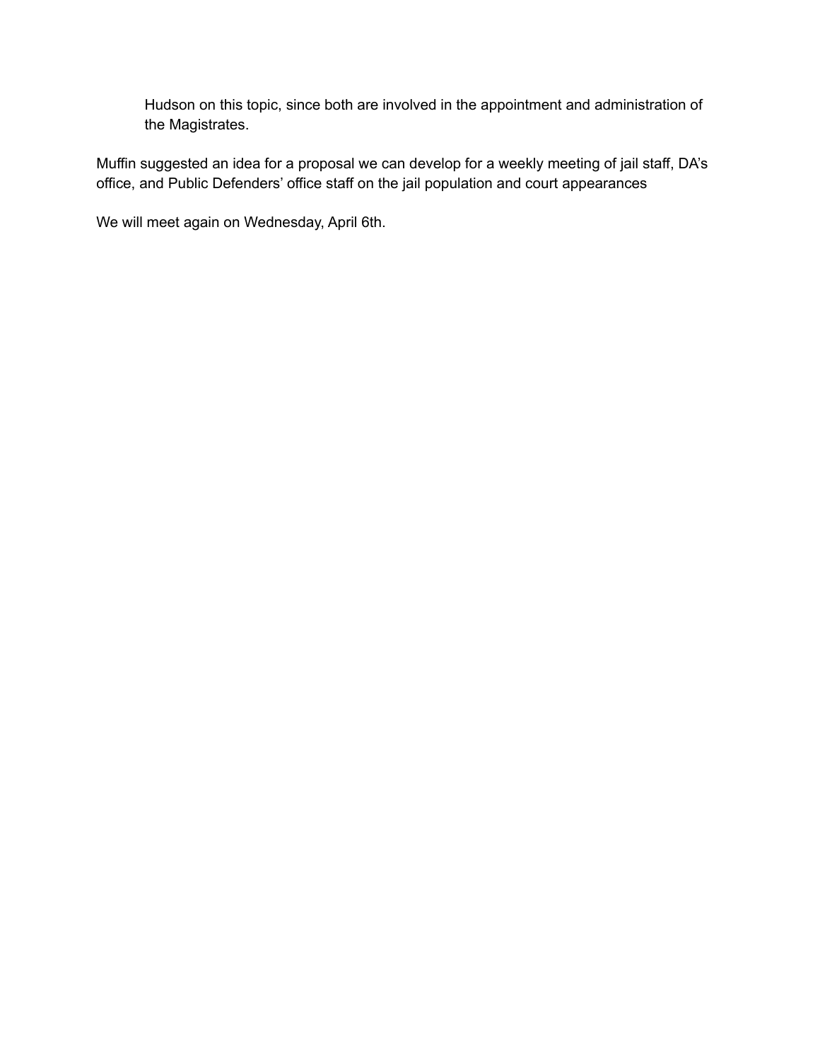Hudson on this topic, since both are involved in the appointment and administration of the Magistrates.

Muffin suggested an idea for a proposal we can develop for a weekly meeting of jail staff, DA's office, and Public Defenders' office staff on the jail population and court appearances

We will meet again on Wednesday, April 6th.